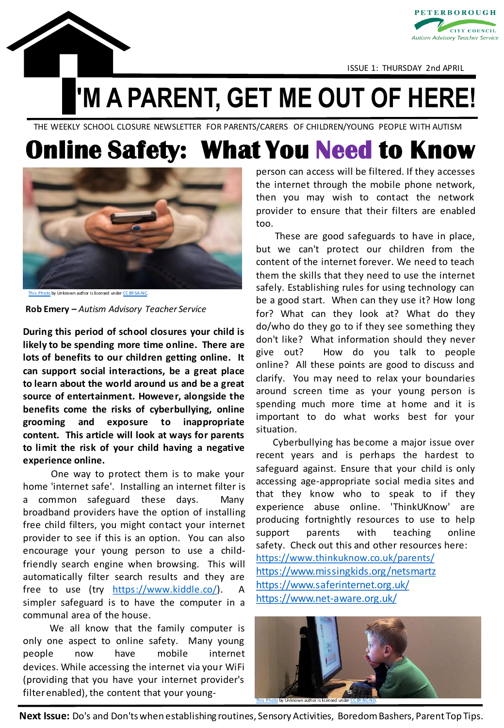PETERBOROUGH CITY COUNCIL
*Autism Advisory Teacher Service*

ISSUE 1: THURSDAY 2nd APRIL

# I'M A PARENT, GET ME OUT OF HERE!

THE WEEKLY SCHOOL CLOSURE NEWSLETTER FOR PARENTS/CARERS OF CHILDREN/YOUNG PEOPLE WITH AUTISM

## Online Safety: What You Need to Know

This Photo by Unknown author is licensed under CC BY-SA-NC

**Rob Emery –** *Autism Advisory Teacher Service*

**During this period of school closures your child is likely to be spending more time online. There are lots of benefits to our children getting online. It can support social interactions, be a great place to learn about the world around us and be a great source of entertainment. However, alongside the benefits come the risks of cyberbullying, online grooming and exposure to inappropriate content. This article will look at ways for parents to limit the risk of your child having a negative experience online.**

One way to protect them is to make your home 'internet safe'. Installing an internet filter is a common safeguard these days. Many broadband providers have the option of installing free child filters, you might contact your internet provider to see if this is an option. You can also encourage your young person to use a child-friendly search engine when browsing. This will automatically filter search results and they are free to use (try https://www.kiddle.co/). A simpler safeguard is to have the computer in a communal area of the house.

We all know that the family computer is only one aspect to online safety. Many young people now have mobile internet devices. While accessing the internet via your WiFi (providing that you have your internet provider's filter enabled), the content that your young-person can access will be filtered. If they accesses the internet through the mobile phone network, then you may wish to contact the network provider to ensure that their filters are enabled too.

These are good safeguards to have in place, but we can't protect our children from the content of the internet forever. We need to teach them the skills that they need to use the internet safely. Establishing rules for using technology can be a good start. When can they use it? How long for? What can they look at? What do they do/who do they go to if they see something they don't like? What information should they never give out? How do you talk to people online? All these points are good to discuss and clarify. You may need to relax your boundaries around screen time as your young person is spending much more time at home and it is important to do what works best for your situation.

Cyberbullying has become a major issue over recent years and is perhaps the hardest to safeguard against. Ensure that your child is only accessing age-appropriate social media sites and that they know who to speak to if they experience abuse online. 'ThinkUKnow' are producing fortnightly resources to use to help support parents with teaching online safety. Check out this and other resources here:

https://www.thinkuknow.co.uk/parents/
https://www.missingkids.org/netsmartz
https://www.saferinternet.org.uk/
https://www.net-aware.org.uk/

This Photo by Unknown author is licensed under CC BY-NC-ND.

**Next Issue:** Do's and Don'ts when establishing routines, Sensory Activities, Boredom Bashers, Parent Top Tips.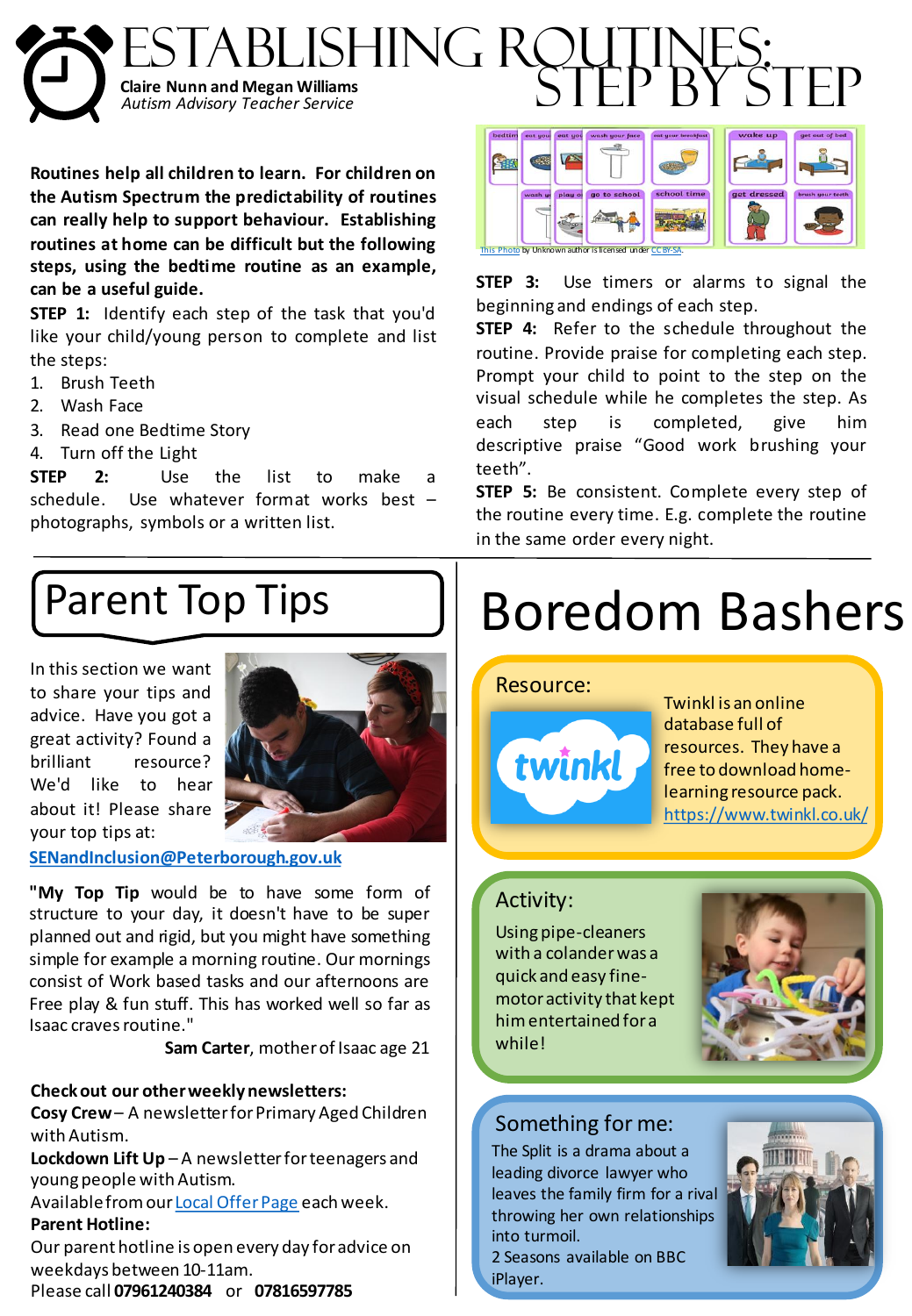# Establishing Routines: Step by Step

**Claire Nunn and Megan Williams**
*Autism Advisory Teacher Service*

**Routines help all children to learn. For children on the Autism Spectrum the predictability of routines can really help to support behaviour. Establishing routines at home can be difficult but the following steps, using the bedtime routine as an example, can be a useful guide.**

**STEP 1:** Identify each step of the task that you'd like your child/young person to complete and list the steps:

1. Brush Teeth
2. Wash Face
3. Read one Bedtime Story
4. Turn off the Light

**STEP 2:** Use the list to make a schedule. Use whatever format works best – photographs, symbols or a written list.

This Photo by Unknown author is licensed under CC BY-SA.

**STEP 3:** Use timers or alarms to signal the beginning and endings of each step.

**STEP 4:** Refer to the schedule throughout the routine. Provide praise for completing each step. Prompt your child to point to the step on the visual schedule while he completes the step. As each step is completed, give him descriptive praise "Good work brushing your teeth".

**STEP 5:** Be consistent. Complete every step of the routine every time. E.g. complete the routine in the same order every night.

## Parent Top Tips

In this section we want to share your tips and advice. Have you got a great activity? Found a brilliant resource? We'd like to hear about it! Please share your top tips at:
SENandInclusion@Peterborough.gov.uk

**"My Top Tip** would be to have some form of structure to your day, it doesn't have to be super planned out and rigid, but you might have something simple for example a morning routine. Our mornings consist of Work based tasks and our afternoons are Free play & fun stuff. This has worked well so far as Isaac craves routine."

**Sam Carter**, mother of Isaac age 21

**Check out our other weekly newsletters:**

**Cosy Crew** – A newsletter for Primary Aged Children with Autism.

**Lockdown Lift Up** – A newsletter for teenagers and young people with Autism.

Available from our Local Offer Page each week.

**Parent Hotline:**

Our parent hotline is open every day for advice on weekdays between 10-11am.

Please call **07961240384** or **07816597785**

## Boredom Bashers

### Resource:

Twinkl is an online database full of resources. They have a free to download home-learning resource pack.
https://www.twinkl.co.uk/

### Activity:

Using pipe-cleaners with a colander was a quick and easy fine-motor activity that kept him entertained for a while!

### Something for me:

The Split is a drama about a leading divorce lawyer who leaves the family firm for a rival throwing her own relationships into turmoil.
2 Seasons available on BBC iPlayer.